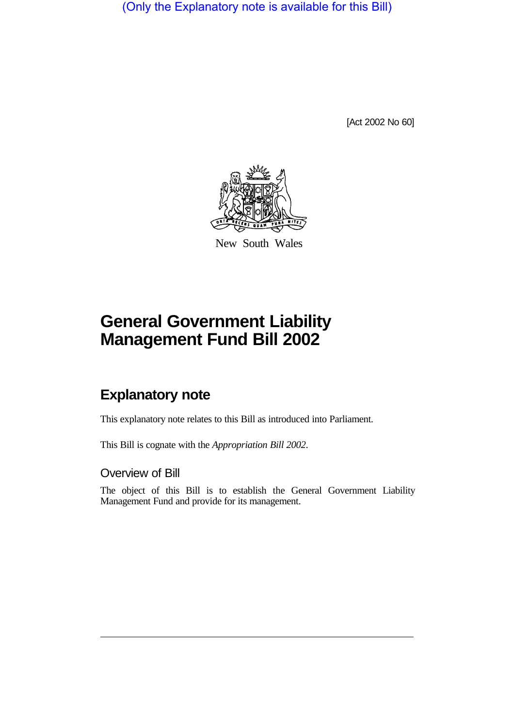(Only the Explanatory note is available for this Bill)

[Act 2002 No 60]

New South Wales

# General Government Liability Management Fund Bill 2002

## Explanatory note

This explanatory note relates to this Bill as introduced into Parliament.

This Bill is cognate with the *Appropriation Bill 2002*.

### Overview of Bill

The object of this Bill is to establish the General Government Liability Management Fund and provide for its management.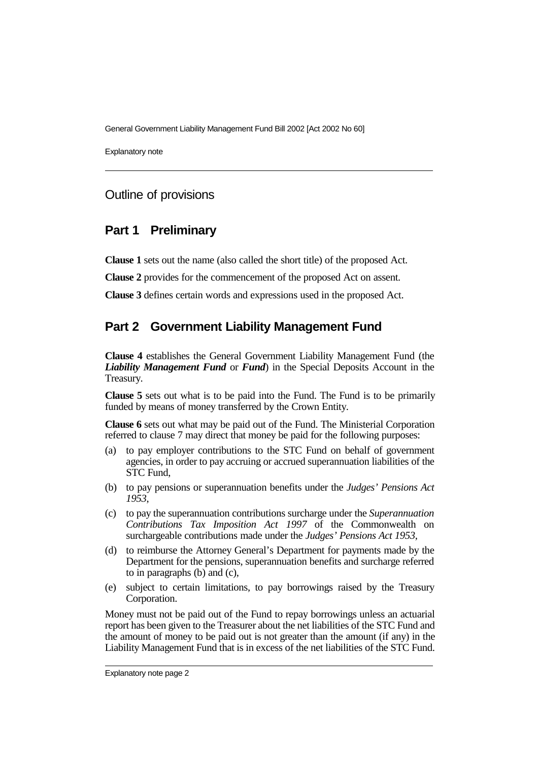## Outline of provisions

## Part 1 Preliminary

**Clause 1** sets out the name (also called the short title) of the proposed Act.

**Clause 2** provides for the commencement of the proposed Act on assent.

**Clause 3** defines certain words and expressions used in the proposed Act.

## Part 2 Government Liability Management Fund

**Clause 4** establishes the General Government Liability Management Fund (the ***Liability Management Fund*** or ***Fund***) in the Special Deposits Account in the Treasury.

**Clause 5** sets out what is to be paid into the Fund. The Fund is to be primarily funded by means of money transferred by the Crown Entity.

**Clause 6** sets out what may be paid out of the Fund. The Ministerial Corporation referred to clause 7 may direct that money be paid for the following purposes:

(a) to pay employer contributions to the STC Fund on behalf of government agencies, in order to pay accruing or accrued superannuation liabilities of the STC Fund,

(b) to pay pensions or superannuation benefits under the *Judges' Pensions Act 1953*,

(c) to pay the superannuation contributions surcharge under the *Superannuation Contributions Tax Imposition Act 1997* of the Commonwealth on surchargeable contributions made under the *Judges' Pensions Act 1953*,

(d) to reimburse the Attorney General's Department for payments made by the Department for the pensions, superannuation benefits and surcharge referred to in paragraphs (b) and (c),

(e) subject to certain limitations, to pay borrowings raised by the Treasury Corporation.

Money must not be paid out of the Fund to repay borrowings unless an actuarial report has been given to the Treasurer about the net liabilities of the STC Fund and the amount of money to be paid out is not greater than the amount (if any) in the Liability Management Fund that is in excess of the net liabilities of the STC Fund.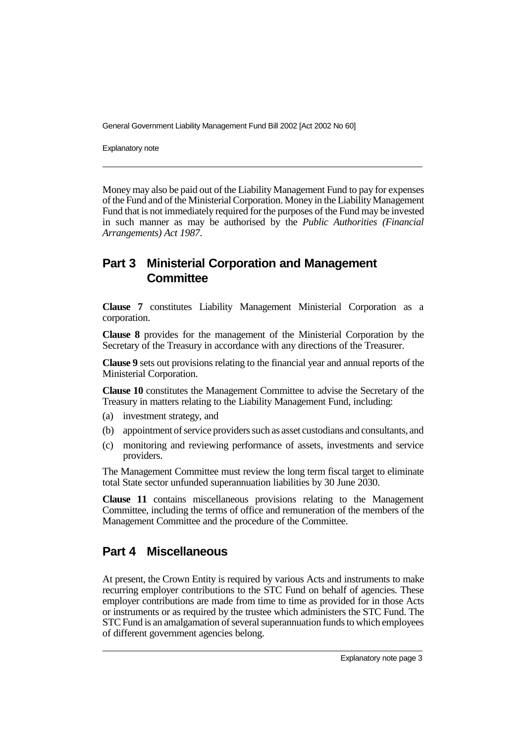Money may also be paid out of the Liability Management Fund to pay for expenses of the Fund and of the Ministerial Corporation. Money in the Liability Management Fund that is not immediately required for the purposes of the Fund may be invested in such manner as may be authorised by the *Public Authorities (Financial Arrangements) Act 1987*.

## Part 3 Ministerial Corporation and Management Committee

**Clause 7** constitutes Liability Management Ministerial Corporation as a corporation.

**Clause 8** provides for the management of the Ministerial Corporation by the Secretary of the Treasury in accordance with any directions of the Treasurer.

**Clause 9** sets out provisions relating to the financial year and annual reports of the Ministerial Corporation.

**Clause 10** constitutes the Management Committee to advise the Secretary of the Treasury in matters relating to the Liability Management Fund, including:

(a) investment strategy, and

(b) appointment of service providers such as asset custodians and consultants, and

(c) monitoring and reviewing performance of assets, investments and service providers.

The Management Committee must review the long term fiscal target to eliminate total State sector unfunded superannuation liabilities by 30 June 2030.

**Clause 11** contains miscellaneous provisions relating to the Management Committee, including the terms of office and remuneration of the members of the Management Committee and the procedure of the Committee.

## Part 4 Miscellaneous

At present, the Crown Entity is required by various Acts and instruments to make recurring employer contributions to the STC Fund on behalf of agencies. These employer contributions are made from time to time as provided for in those Acts or instruments or as required by the trustee which administers the STC Fund. The STC Fund is an amalgamation of several superannuation funds to which employees of different government agencies belong.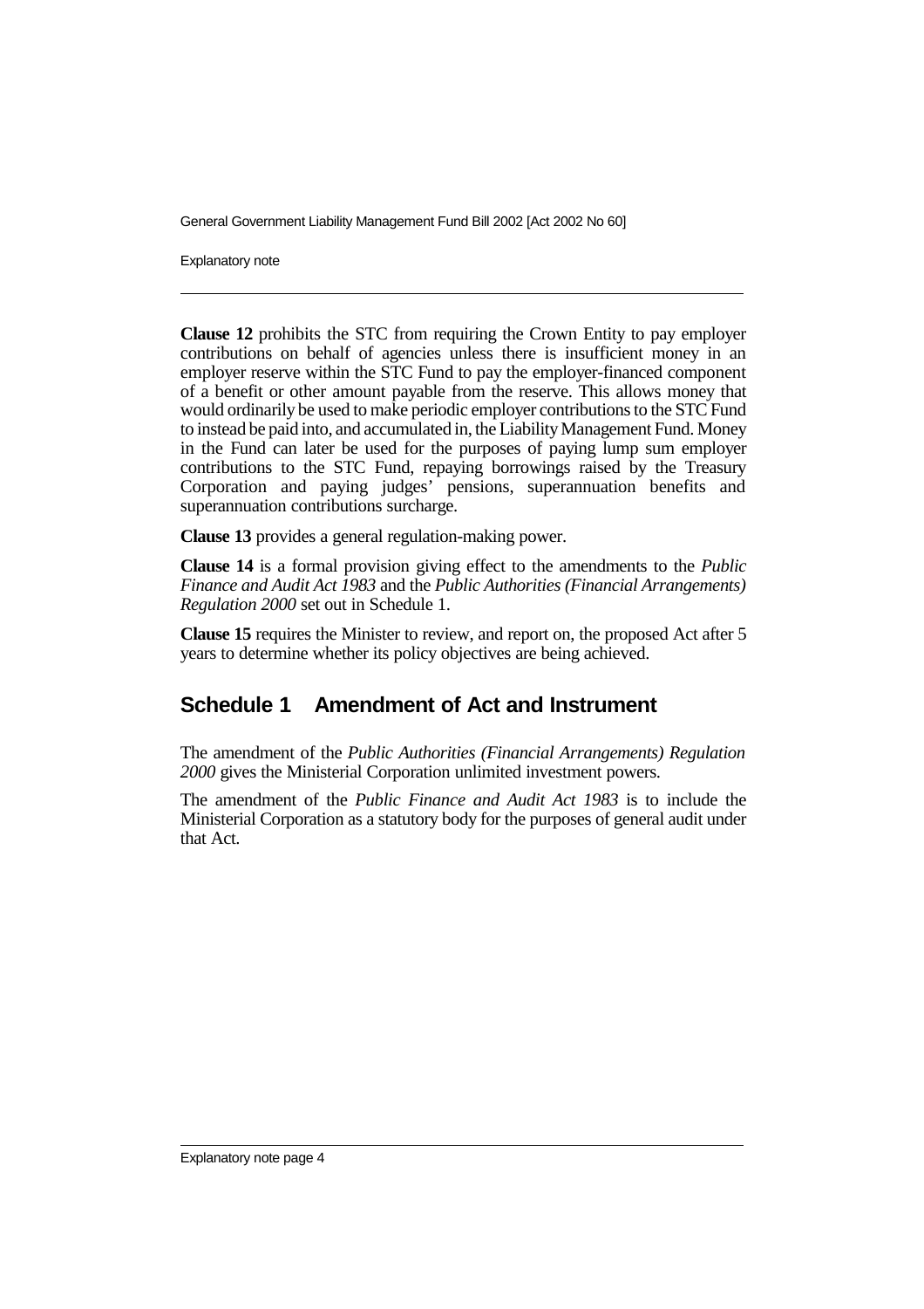**Clause 12** prohibits the STC from requiring the Crown Entity to pay employer contributions on behalf of agencies unless there is insufficient money in an employer reserve within the STC Fund to pay the employer-financed component of a benefit or other amount payable from the reserve. This allows money that would ordinarily be used to make periodic employer contributions to the STC Fund to instead be paid into, and accumulated in, the Liability Management Fund. Money in the Fund can later be used for the purposes of paying lump sum employer contributions to the STC Fund, repaying borrowings raised by the Treasury Corporation and paying judges' pensions, superannuation benefits and superannuation contributions surcharge.

**Clause 13** provides a general regulation-making power.

**Clause 14** is a formal provision giving effect to the amendments to the *Public Finance and Audit Act 1983* and the *Public Authorities (Financial Arrangements) Regulation 2000* set out in Schedule 1.

**Clause 15** requires the Minister to review, and report on, the proposed Act after 5 years to determine whether its policy objectives are being achieved.

## Schedule 1 Amendment of Act and Instrument

The amendment of the *Public Authorities (Financial Arrangements) Regulation 2000* gives the Ministerial Corporation unlimited investment powers.

The amendment of the *Public Finance and Audit Act 1983* is to include the Ministerial Corporation as a statutory body for the purposes of general audit under that Act.